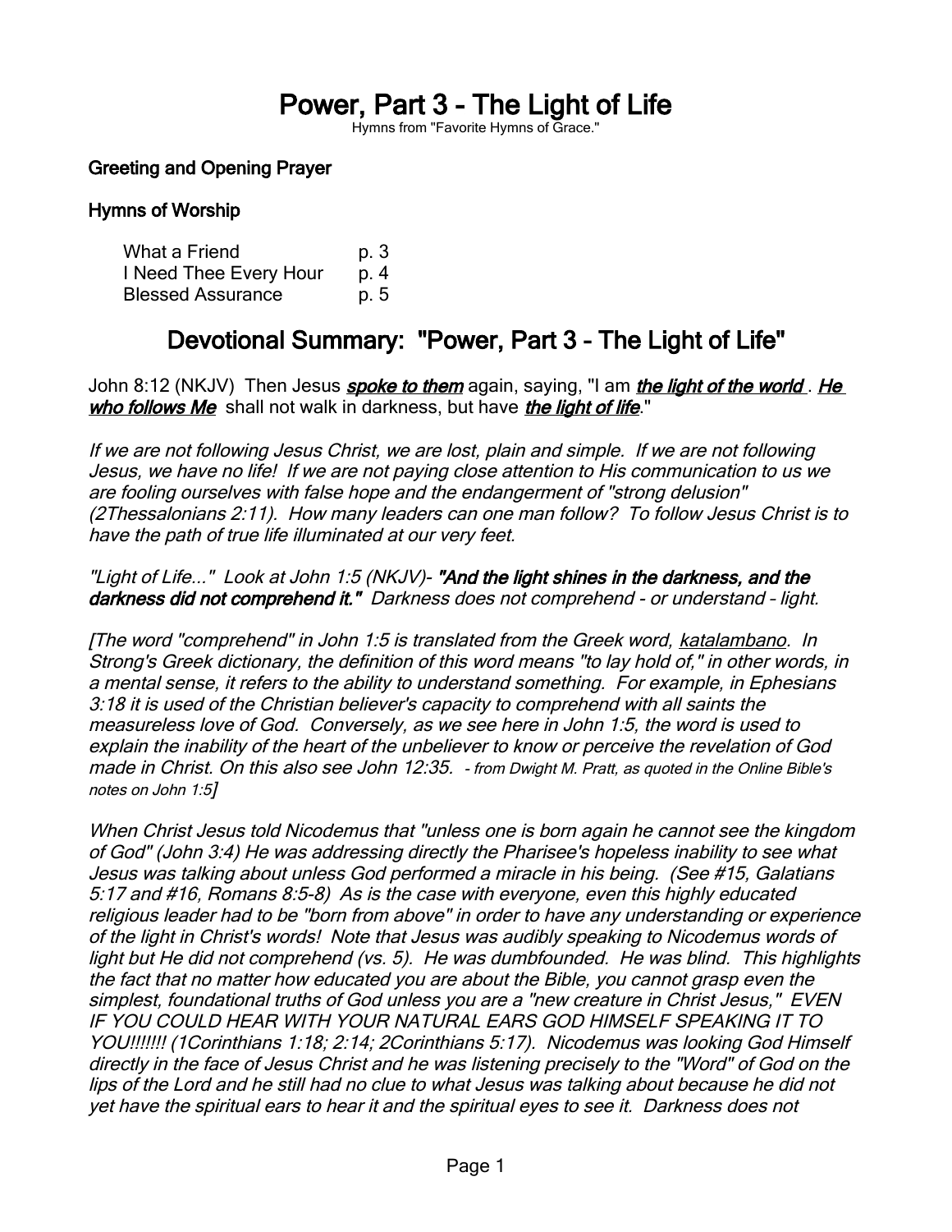# Power, Part 3 - The Light of Life

Hymns from "Favorite Hymns of Grace."

### Greeting and Opening Prayer

### Hymns of Worship

| | |
|---|---|
| What a Friend | p. 3 |
| I Need Thee Every Hour | p. 4 |
| Blessed Assurance | p. 5 |

## Devotional Summary: "Power, Part 3 - The Light of Life"

John 8:12 (NKJV) Then Jesus ***spoke to them*** again, saying, "I am ***the light of the world*** . ***He who follows Me*** shall not walk in darkness, but have ***the light of life***."

*If we are not following Jesus Christ, we are lost, plain and simple. If we are not following Jesus, we have no life! If we are not paying close attention to His communication to us we are fooling ourselves with false hope and the endangerment of "strong delusion" (2Thessalonians 2:11). How many leaders can one man follow? To follow Jesus Christ is to have the path of true life illuminated at our very feet.*

*"Light of Life..." Look at John 1:5 (NKJV)-* ***"And the light shines in the darkness, and the darkness did not comprehend it."*** *Darkness does not comprehend - or understand - light.*

*[The word "comprehend" in John 1:5 is translated from the Greek word, katalambano. In Strong's Greek dictionary, the definition of this word means "to lay hold of," in other words, in a mental sense, it refers to the ability to understand something. For example, in Ephesians 3:18 it is used of the Christian believer's capacity to comprehend with all saints the measureless love of God. Conversely, as we see here in John 1:5, the word is used to explain the inability of the heart of the unbeliever to know or perceive the revelation of God made in Christ. On this also see John 12:35. - from Dwight M. Pratt, as quoted in the Online Bible's notes on John 1:5]*

*When Christ Jesus told Nicodemus that "unless one is born again he cannot see the kingdom of God" (John 3:4) He was addressing directly the Pharisee's hopeless inability to see what Jesus was talking about unless God performed a miracle in his being. (See #15, Galatians 5:17 and #16, Romans 8:5-8) As is the case with everyone, even this highly educated religious leader had to be "born from above" in order to have any understanding or experience of the light in Christ's words! Note that Jesus was audibly speaking to Nicodemus words of light but He did not comprehend (vs. 5). He was dumbfounded. He was blind. This highlights the fact that no matter how educated you are about the Bible, you cannot grasp even the simplest, foundational truths of God unless you are a "new creature in Christ Jesus," EVEN IF YOU COULD HEAR WITH YOUR NATURAL EARS GOD HIMSELF SPEAKING IT TO YOU!!!!!!! (1Corinthians 1:18; 2:14; 2Corinthians 5:17). Nicodemus was looking God Himself directly in the face of Jesus Christ and he was listening precisely to the "Word" of God on the lips of the Lord and he still had no clue to what Jesus was talking about because he did not yet have the spiritual ears to hear it and the spiritual eyes to see it. Darkness does not*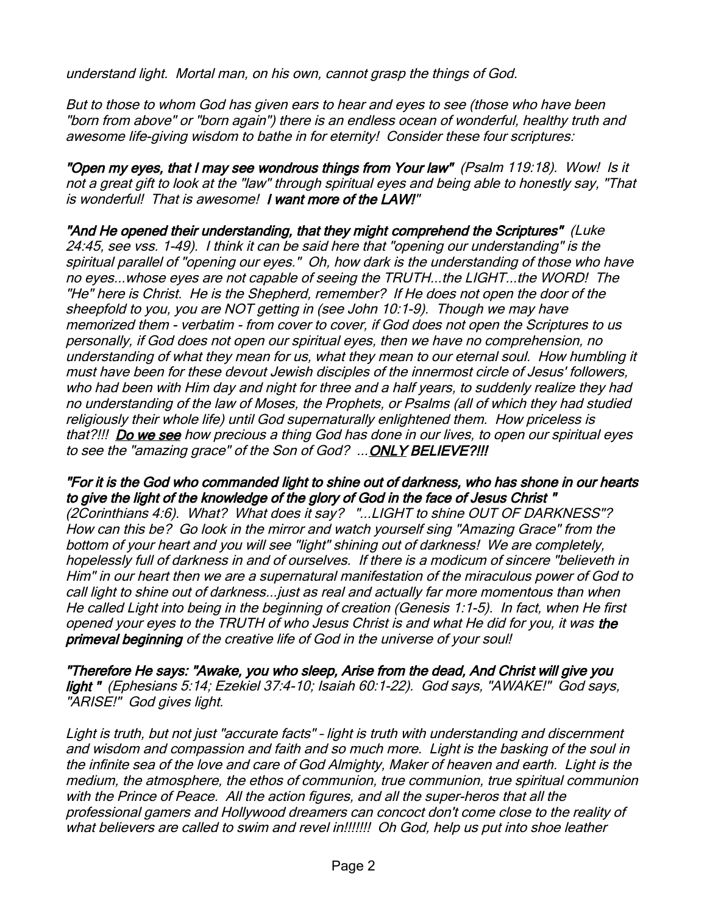*understand light. Mortal man, on his own, cannot grasp the things of God.*

*But to those to whom God has given ears to hear and eyes to see (those who have been "born from above" or "born again") there is an endless ocean of wonderful, healthy truth and awesome life-giving wisdom to bathe in for eternity! Consider these four scriptures:*

***"Open my eyes, that I may see wondrous things from Your law"*** *(Psalm 119:18). Wow! Is it not a great gift to look at the "law" through spiritual eyes and being able to honestly say, "That is wonderful! That is awesome!* ***I want more of the LAW!****"*

***"And He opened their understanding, that they might comprehend the Scriptures"*** *(Luke 24:45, see vss. 1-49). I think it can be said here that "opening our understanding" is the spiritual parallel of "opening our eyes." Oh, how dark is the understanding of those who have no eyes...whose eyes are not capable of seeing the TRUTH...the LIGHT...the WORD! The "He" here is Christ. He is the Shepherd, remember? If He does not open the door of the sheepfold to you, you are NOT getting in (see John 10:1-9). Though we may have memorized them - verbatim - from cover to cover, if God does not open the Scriptures to us personally, if God does not open our spiritual eyes, then we have no comprehension, no understanding of what they mean for us, what they mean to our eternal soul. How humbling it must have been for these devout Jewish disciples of the innermost circle of Jesus' followers, who had been with Him day and night for three and a half years, to suddenly realize they had no understanding of the law of Moses, the Prophets, or Psalms (all of which they had studied religiously their whole life) until God supernaturally enlightened them. How priceless is that?!!!* ***<u>Do we see</u>*** *how precious a thing God has done in our lives, to open our spiritual eyes to see the "amazing grace" of the Son of God? ...****<u>ONLY</u> BELIEVE?!!!***

***"For it is the God who commanded light to shine out of darkness, who has shone in our hearts to give the light of the knowledge of the glory of God in the face of Jesus Christ "*** *(2Corinthians 4:6). What? What does it say? "...LIGHT to shine OUT OF DARKNESS"? How can this be? Go look in the mirror and watch yourself sing "Amazing Grace" from the bottom of your heart and you will see "light" shining out of darkness! We are completely, hopelessly full of darkness in and of ourselves. If there is a modicum of sincere "believeth in Him" in our heart then we are a supernatural manifestation of the miraculous power of God to call light to shine out of darkness...just as real and actually far more momentous than when He called Light into being in the beginning of creation (Genesis 1:1-5). In fact, when He first opened your eyes to the TRUTH of who Jesus Christ is and what He did for you, it was* ***the primeval beginning*** *of the creative life of God in the universe of your soul!*

***"Therefore He says: "Awake, you who sleep, Arise from the dead, And Christ will give you light "*** *(Ephesians 5:14; Ezekiel 37:4-10; Isaiah 60:1-22). God says, "AWAKE!" God says, "ARISE!" God gives light.*

*Light is truth, but not just "accurate facts" - light is truth with understanding and discernment and wisdom and compassion and faith and so much more. Light is the basking of the soul in the infinite sea of the love and care of God Almighty, Maker of heaven and earth. Light is the medium, the atmosphere, the ethos of communion, true communion, true spiritual communion with the Prince of Peace. All the action figures, and all the super-heros that all the professional gamers and Hollywood dreamers can concoct don't come close to the reality of what believers are called to swim and revel in!!!!!!! Oh God, help us put into shoe leather*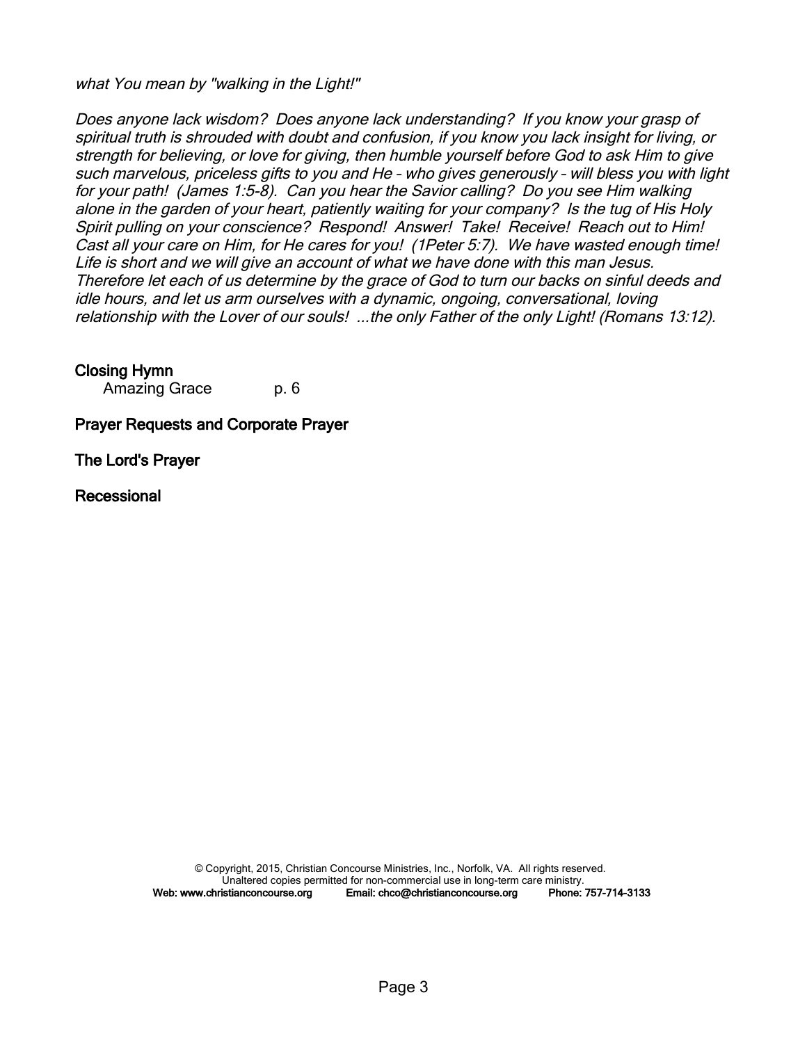*what You mean by "walking in the Light!"*

*Does anyone lack wisdom? Does anyone lack understanding? If you know your grasp of spiritual truth is shrouded with doubt and confusion, if you know you lack insight for living, or strength for believing, or love for giving, then humble yourself before God to ask Him to give such marvelous, priceless gifts to you and He – who gives generously – will bless you with light for your path! (James 1:5-8). Can you hear the Savior calling? Do you see Him walking alone in the garden of your heart, patiently waiting for your company? Is the tug of His Holy Spirit pulling on your conscience? Respond! Answer! Take! Receive! Reach out to Him! Cast all your care on Him, for He cares for you! (1Peter 5:7). We have wasted enough time! Life is short and we will give an account of what we have done with this man Jesus. Therefore let each of us determine by the grace of God to turn our backs on sinful deeds and idle hours, and let us arm ourselves with a dynamic, ongoing, conversational, loving relationship with the Lover of our souls! ...the only Father of the only Light! (Romans 13:12).*

**Closing Hymn**

Amazing Grace p. 6

**Prayer Requests and Corporate Prayer**

**The Lord's Prayer**

**Recessional**

© Copyright, 2015, Christian Concourse Ministries, Inc., Norfolk, VA. All rights reserved.
Unaltered copies permitted for non-commercial use in long-term care ministry.
**Web: www.christianconcourse.org Email: chco@christianconcourse.org Phone: 757-714-3133**